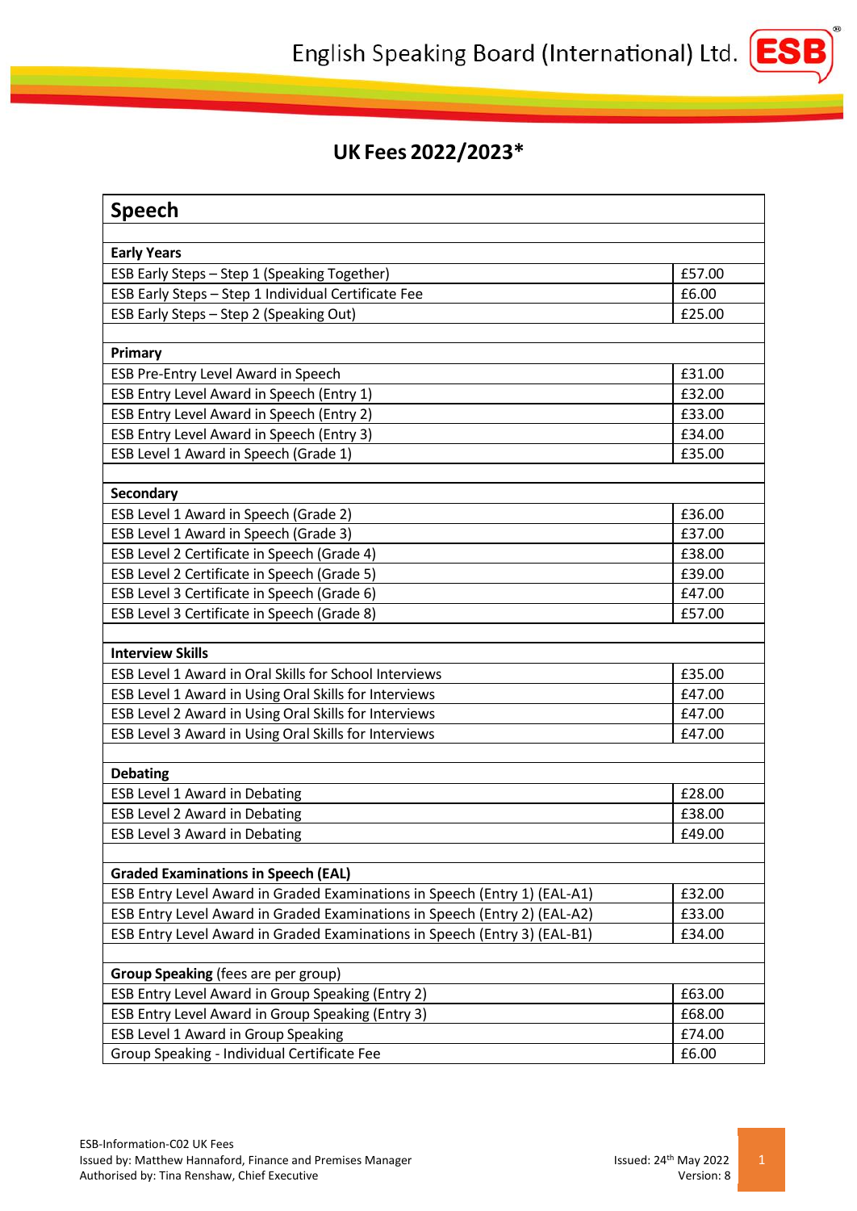English Speaking Board (International) Ltd.

# UK Fees 2022/2023*

| Speech | |
|---|---|
| | |
| **Early Years** | |
| ESB Early Steps – Step 1 (Speaking Together) | £57.00 |
| ESB Early Steps – Step 1 Individual Certificate Fee | £6.00 |
| ESB Early Steps – Step 2 (Speaking Out) | £25.00 |
| | |
| **Primary** | |
| ESB Pre-Entry Level Award in Speech | £31.00 |
| ESB Entry Level Award in Speech (Entry 1) | £32.00 |
| ESB Entry Level Award in Speech (Entry 2) | £33.00 |
| ESB Entry Level Award in Speech (Entry 3) | £34.00 |
| ESB Level 1 Award in Speech (Grade 1) | £35.00 |
| | |
| **Secondary** | |
| ESB Level 1 Award in Speech (Grade 2) | £36.00 |
| ESB Level 1 Award in Speech (Grade 3) | £37.00 |
| ESB Level 2 Certificate in Speech (Grade 4) | £38.00 |
| ESB Level 2 Certificate in Speech (Grade 5) | £39.00 |
| ESB Level 3 Certificate in Speech (Grade 6) | £47.00 |
| ESB Level 3 Certificate in Speech (Grade 8) | £57.00 |
| | |
| **Interview Skills** | |
| ESB Level 1 Award in Oral Skills for School Interviews | £35.00 |
| ESB Level 1 Award in Using Oral Skills for Interviews | £47.00 |
| ESB Level 2 Award in Using Oral Skills for Interviews | £47.00 |
| ESB Level 3 Award in Using Oral Skills for Interviews | £47.00 |
| | |
| **Debating** | |
| ESB Level 1 Award in Debating | £28.00 |
| ESB Level 2 Award in Debating | £38.00 |
| ESB Level 3 Award in Debating | £49.00 |
| | |
| **Graded Examinations in Speech (EAL)** | |
| ESB Entry Level Award in Graded Examinations in Speech (Entry 1) (EAL-A1) | £32.00 |
| ESB Entry Level Award in Graded Examinations in Speech (Entry 2) (EAL-A2) | £33.00 |
| ESB Entry Level Award in Graded Examinations in Speech (Entry 3) (EAL-B1) | £34.00 |
| | |
| **Group Speaking** (fees are per group) | |
| ESB Entry Level Award in Group Speaking (Entry 2) | £63.00 |
| ESB Entry Level Award in Group Speaking (Entry 3) | £68.00 |
| ESB Level 1 Award in Group Speaking | £74.00 |
| Group Speaking - Individual Certificate Fee | £6.00 |

ESB-Information-C02 UK Fees
Issued by: Matthew Hannaford, Finance and Premises Manager
Authorised by: Tina Renshaw, Chief Executive

Issued: 24th May 2022
Version: 8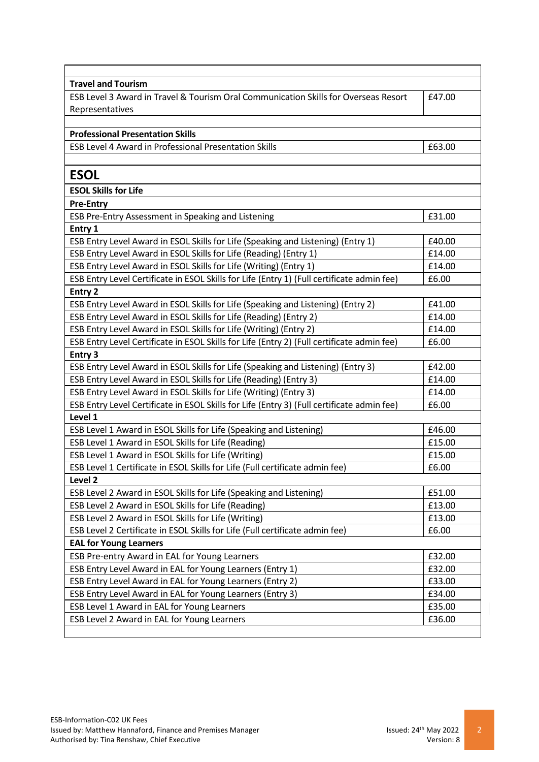| | |
|---|---|
| **Travel and Tourism** | |
| ESB Level 3 Award in Travel & Tourism Oral Communication Skills for Overseas Resort Representatives | £47.00 |
| | |
| **Professional Presentation Skills** | |
| ESB Level 4 Award in Professional Presentation Skills | £63.00 |
| | |
| **ESOL** | |
| **ESOL Skills for Life** | |
| **Pre-Entry** | |
| ESB Pre-Entry Assessment in Speaking and Listening | £31.00 |
| **Entry 1** | |
| ESB Entry Level Award in ESOL Skills for Life (Speaking and Listening) (Entry 1) | £40.00 |
| ESB Entry Level Award in ESOL Skills for Life (Reading) (Entry 1) | £14.00 |
| ESB Entry Level Award in ESOL Skills for Life (Writing) (Entry 1) | £14.00 |
| ESB Entry Level Certificate in ESOL Skills for Life (Entry 1) (Full certificate admin fee) | £6.00 |
| **Entry 2** | |
| ESB Entry Level Award in ESOL Skills for Life (Speaking and Listening) (Entry 2) | £41.00 |
| ESB Entry Level Award in ESOL Skills for Life (Reading) (Entry 2) | £14.00 |
| ESB Entry Level Award in ESOL Skills for Life (Writing) (Entry 2) | £14.00 |
| ESB Entry Level Certificate in ESOL Skills for Life (Entry 2) (Full certificate admin fee) | £6.00 |
| **Entry 3** | |
| ESB Entry Level Award in ESOL Skills for Life (Speaking and Listening) (Entry 3) | £42.00 |
| ESB Entry Level Award in ESOL Skills for Life (Reading) (Entry 3) | £14.00 |
| ESB Entry Level Award in ESOL Skills for Life (Writing) (Entry 3) | £14.00 |
| ESB Entry Level Certificate in ESOL Skills for Life (Entry 3) (Full certificate admin fee) | £6.00 |
| **Level 1** | |
| ESB Level 1 Award in ESOL Skills for Life (Speaking and Listening) | £46.00 |
| ESB Level 1 Award in ESOL Skills for Life (Reading) | £15.00 |
| ESB Level 1 Award in ESOL Skills for Life (Writing) | £15.00 |
| ESB Level 1 Certificate in ESOL Skills for Life (Full certificate admin fee) | £6.00 |
| **Level 2** | |
| ESB Level 2 Award in ESOL Skills for Life (Speaking and Listening) | £51.00 |
| ESB Level 2 Award in ESOL Skills for Life (Reading) | £13.00 |
| ESB Level 2 Award in ESOL Skills for Life (Writing) | £13.00 |
| ESB Level 2 Certificate in ESOL Skills for Life (Full certificate admin fee) | £6.00 |
| **EAL for Young Learners** | |
| ESB Pre-entry Award in EAL for Young Learners | £32.00 |
| ESB Entry Level Award in EAL for Young Learners (Entry 1) | £32.00 |
| ESB Entry Level Award in EAL for Young Learners (Entry 2) | £33.00 |
| ESB Entry Level Award in EAL for Young Learners (Entry 3) | £34.00 |
| ESB Level 1 Award in EAL for Young Learners | £35.00 |
| ESB Level 2 Award in EAL for Young Learners | £36.00 |

ESB-Information-C02 UK Fees
Issued by: Matthew Hannaford, Finance and Premises Manager
Authorised by: Tina Renshaw, Chief Executive

Issued: 24th May 2022
Version: 8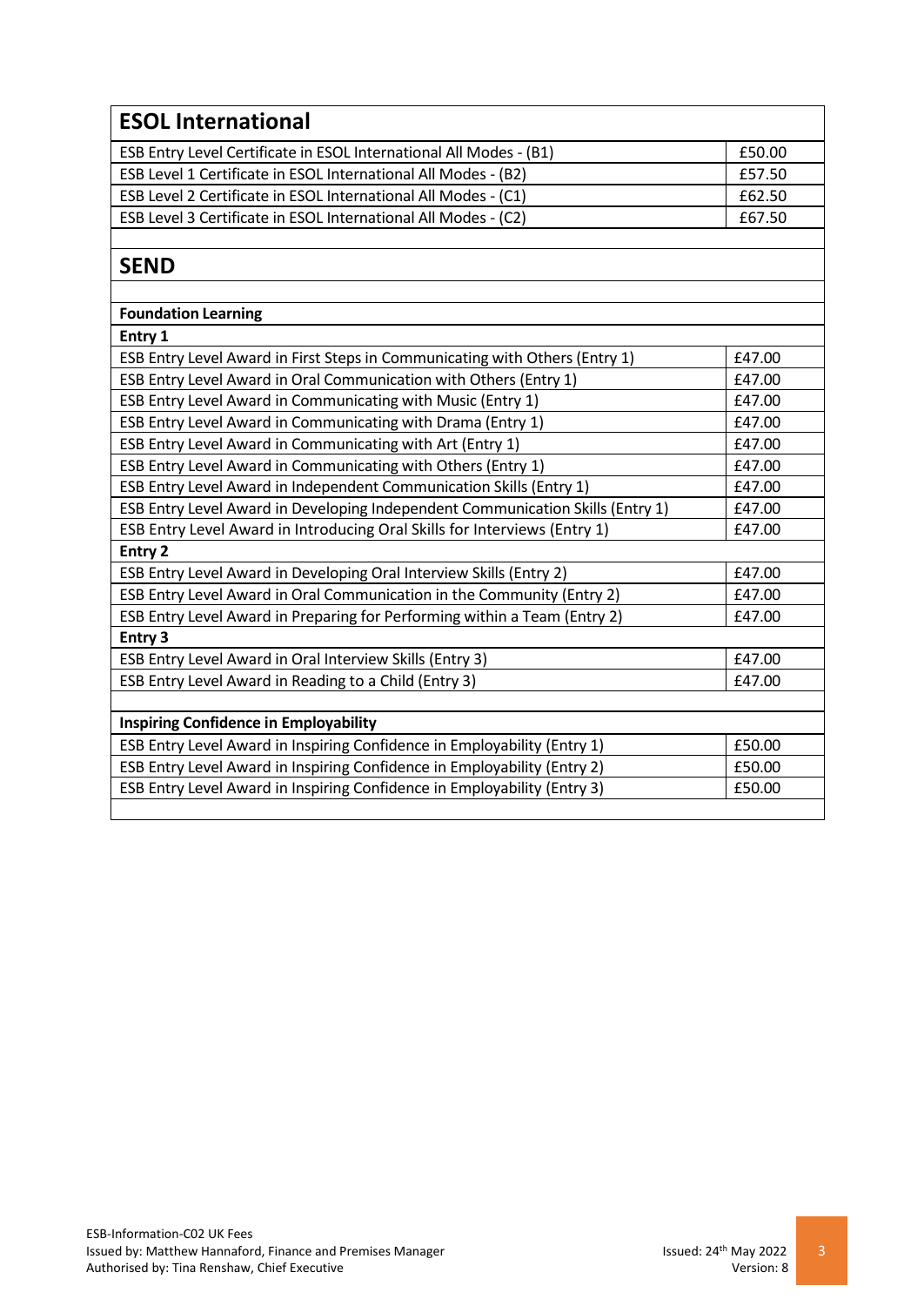## ESOL International

| Qualification | Fee |
|---|---|
| ESB Entry Level Certificate in ESOL International All Modes - (B1) | £50.00 |
| ESB Level 1 Certificate in ESOL International All Modes - (B2) | £57.50 |
| ESB Level 2 Certificate in ESOL International All Modes - (C1) | £62.50 |
| ESB Level 3 Certificate in ESOL International All Modes - (C2) | £67.50 |

## SEND

| Qualification | Fee |
|---|---|
| **Foundation Learning** | |
| **Entry 1** | |
| ESB Entry Level Award in First Steps in Communicating with Others (Entry 1) | £47.00 |
| ESB Entry Level Award in Oral Communication with Others (Entry 1) | £47.00 |
| ESB Entry Level Award in Communicating with Music (Entry 1) | £47.00 |
| ESB Entry Level Award in Communicating with Drama (Entry 1) | £47.00 |
| ESB Entry Level Award in Communicating with Art (Entry 1) | £47.00 |
| ESB Entry Level Award in Communicating with Others (Entry 1) | £47.00 |
| ESB Entry Level Award in Independent Communication Skills (Entry 1) | £47.00 |
| ESB Entry Level Award in Developing Independent Communication Skills (Entry 1) | £47.00 |
| ESB Entry Level Award in Introducing Oral Skills for Interviews (Entry 1) | £47.00 |
| **Entry 2** | |
| ESB Entry Level Award in Developing Oral Interview Skills (Entry 2) | £47.00 |
| ESB Entry Level Award in Oral Communication in the Community (Entry 2) | £47.00 |
| ESB Entry Level Award in Preparing for Performing within a Team (Entry 2) | £47.00 |
| **Entry 3** | |
| ESB Entry Level Award in Oral Interview Skills (Entry 3) | £47.00 |
| ESB Entry Level Award in Reading to a Child (Entry 3) | £47.00 |
| | |
| **Inspiring Confidence in Employability** | |
| ESB Entry Level Award in Inspiring Confidence in Employability (Entry 1) | £50.00 |
| ESB Entry Level Award in Inspiring Confidence in Employability (Entry 2) | £50.00 |
| ESB Entry Level Award in Inspiring Confidence in Employability (Entry 3) | £50.00 |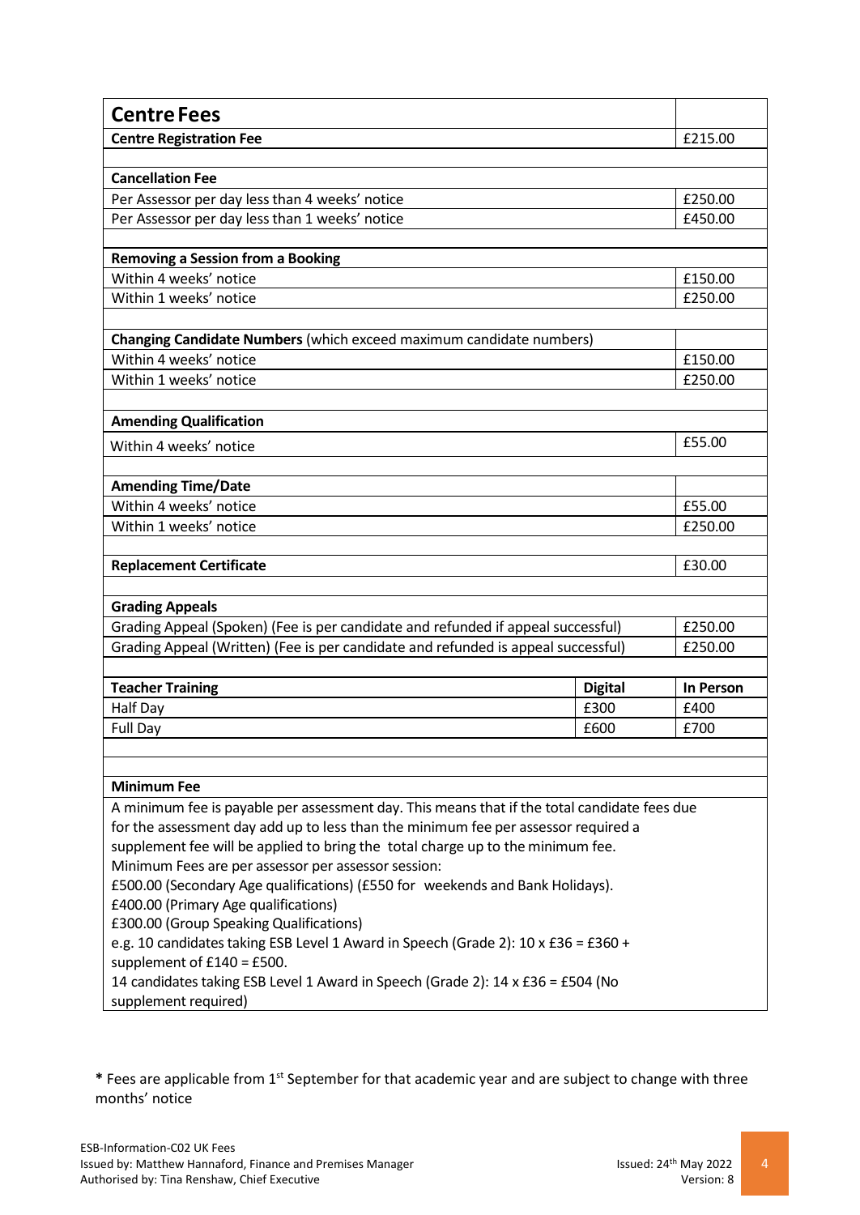| Centre Fees | | |
|---|---|---|
| **Centre Registration Fee** | | £215.00 |
| | | |
| **Cancellation Fee** | | |
| Per Assessor per day less than 4 weeks' notice | | £250.00 |
| Per Assessor per day less than 1 weeks' notice | | £450.00 |
| | | |
| **Removing a Session from a Booking** | | |
| Within 4 weeks' notice | | £150.00 |
| Within 1 weeks' notice | | £250.00 |
| | | |
| **Changing Candidate Numbers** (which exceed maximum candidate numbers) | | |
| Within 4 weeks' notice | | £150.00 |
| Within 1 weeks' notice | | £250.00 |
| | | |
| **Amending Qualification** | | |
| Within 4 weeks' notice | | £55.00 |
| | | |
| **Amending Time/Date** | | |
| Within 4 weeks' notice | | £55.00 |
| Within 1 weeks' notice | | £250.00 |
| | | |
| **Replacement Certificate** | | £30.00 |
| | | |
| **Grading Appeals** | | |
| Grading Appeal (Spoken) (Fee is per candidate and refunded if appeal successful) | | £250.00 |
| Grading Appeal (Written) (Fee is per candidate and refunded is appeal successful) | | £250.00 |
| | | |
| **Teacher Training** | **Digital** | **In Person** |
| Half Day | £300 | £400 |
| Full Day | £600 | £700 |

**Minimum Fee**

A minimum fee is payable per assessment day. This means that if the total candidate fees due for the assessment day add up to less than the minimum fee per assessor required a supplement fee will be applied to bring the total charge up to the minimum fee.
Minimum Fees are per assessor per assessor session:
£500.00 (Secondary Age qualifications) (£550 for weekends and Bank Holidays).
£400.00 (Primary Age qualifications)
£300.00 (Group Speaking Qualifications)
e.g. 10 candidates taking ESB Level 1 Award in Speech (Grade 2): 10 x £36 = £360 + supplement of £140 = £500.
14 candidates taking ESB Level 1 Award in Speech (Grade 2): 14 x £36 = £504 (No supplement required)

* Fees are applicable from 1st September for that academic year and are subject to change with three months' notice

ESB-Information-C02 UK Fees
Issued by: Matthew Hannaford, Finance and Premises Manager
Authorised by: Tina Renshaw, Chief Executive

Issued: 24th May 2022
Version: 8